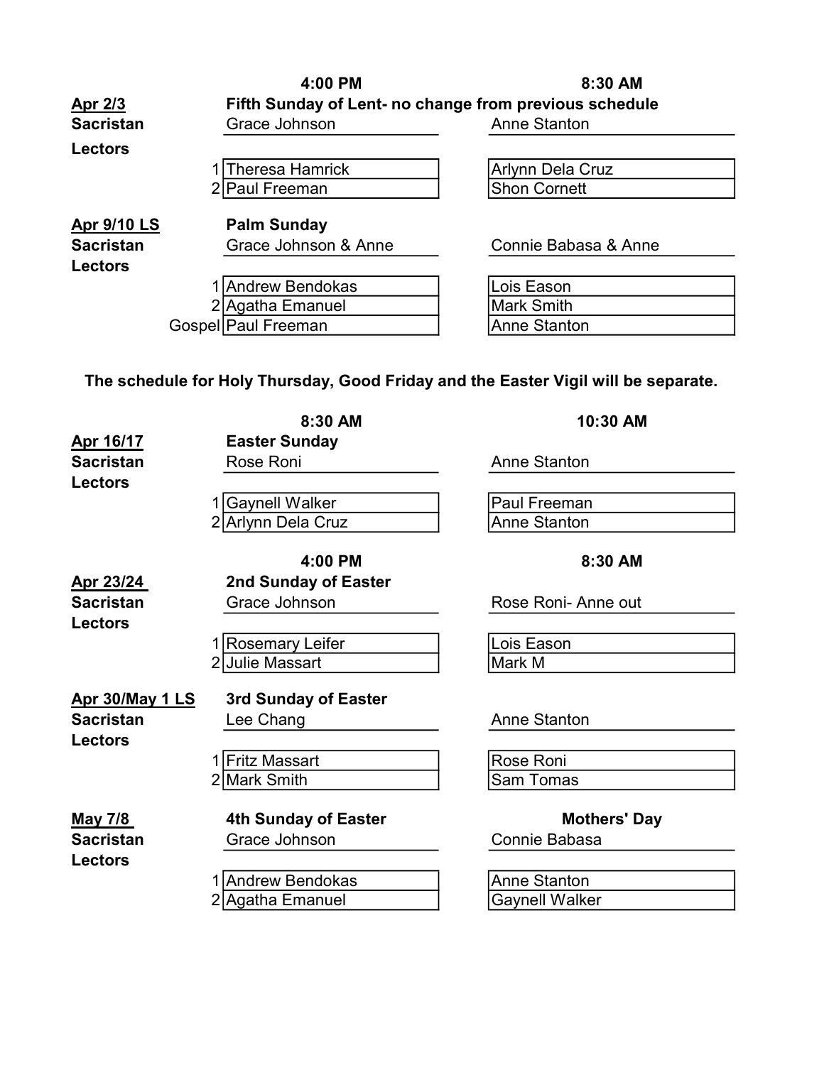| | | 4:00 PM | 8:30 AM |
|---|---|---|---|
| **Apr 2/3** | | **Fifth Sunday of Lent- no change from previous schedule** | |
| **Sacristan** | | Grace Johnson | Anne Stanton |
| **Lectors** | | | |
| | 1 | Theresa Hamrick | Arlynn Dela Cruz |
| | 2 | Paul Freeman | Shon Cornett |
| **Apr 9/10 LS** | | **Palm Sunday** | |
| **Sacristan** | | Grace Johnson & Anne | Connie Babasa & Anne |
| **Lectors** | | | |
| | 1 | Andrew Bendokas | Lois Eason |
| | 2 | Agatha Emanuel | Mark Smith |
| | Gospel | Paul Freeman | Anne Stanton |

**The schedule for Holy Thursday, Good Friday and the Easter Vigil will be separate.**

| | | 8:30 AM | 10:30 AM |
|---|---|---|---|
| **Apr 16/17** | | **Easter Sunday** | |
| **Sacristan** | | Rose Roni | Anne Stanton |
| **Lectors** | | | |
| | 1 | Gaynell Walker | Paul Freeman |
| | 2 | Arlynn Dela Cruz | Anne Stanton |

| | | 4:00 PM | 8:30 AM |
|---|---|---|---|
| **Apr 23/24** | | **2nd Sunday of Easter** | |
| **Sacristan** | | Grace Johnson | Rose Roni- Anne out |
| **Lectors** | | | |
| | 1 | Rosemary Leifer | Lois Eason |
| | 2 | Julie Massart | Mark M |
| **Apr 30/May 1 LS** | | **3rd Sunday of Easter** | |
| **Sacristan** | | Lee Chang | Anne Stanton |
| **Lectors** | | | |
| | 1 | Fritz Massart | Rose Roni |
| | 2 | Mark Smith | Sam Tomas |
| **May 7/8** | | **4th Sunday of Easter** | **Mothers' Day** |
| **Sacristan** | | Grace Johnson | Connie Babasa |
| **Lectors** | | | |
| | 1 | Andrew Bendokas | Anne Stanton |
| | 2 | Agatha Emanuel | Gaynell Walker |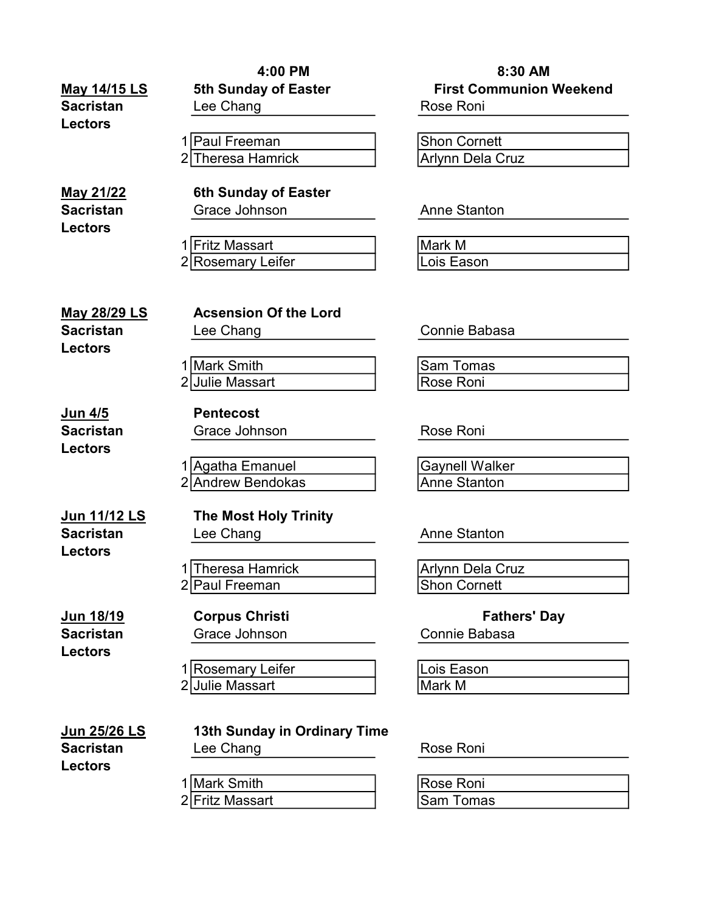| | | 4:00 PM | 8:30 AM |
|---|---|---|---|
| **May 14/15 LS** | | **5th Sunday of Easter** | **First Communion Weekend** |
| **Sacristan** | | Lee Chang | Rose Roni |
| **Lectors** | | | |
| | 1 | Paul Freeman | Shon Cornett |
| | 2 | Theresa Hamrick | Arlynn Dela Cruz |
| **May 21/22** | | **6th Sunday of Easter** | |
| **Sacristan** | | Grace Johnson | Anne Stanton |
| **Lectors** | | | |
| | 1 | Fritz Massart | Mark M |
| | 2 | Rosemary Leifer | Lois Eason |
| **May 28/29 LS** | | **Acsension Of the Lord** | |
| **Sacristan** | | Lee Chang | Connie Babasa |
| **Lectors** | | | |
| | 1 | Mark Smith | Sam Tomas |
| | 2 | Julie Massart | Rose Roni |
| **Jun 4/5** | | **Pentecost** | |
| **Sacristan** | | Grace Johnson | Rose Roni |
| **Lectors** | | | |
| | 1 | Agatha Emanuel | Gaynell Walker |
| | 2 | Andrew Bendokas | Anne Stanton |
| **Jun 11/12 LS** | | **The Most Holy Trinity** | |
| **Sacristan** | | Lee Chang | Anne Stanton |
| **Lectors** | | | |
| | 1 | Theresa Hamrick | Arlynn Dela Cruz |
| | 2 | Paul Freeman | Shon Cornett |
| **Jun 18/19** | | **Corpus Christi** | **Fathers' Day** |
| **Sacristan** | | Grace Johnson | Connie Babasa |
| **Lectors** | | | |
| | 1 | Rosemary Leifer | Lois Eason |
| | 2 | Julie Massart | Mark M |
| **Jun 25/26 LS** | | **13th Sunday in Ordinary Time** | |
| **Sacristan** | | Lee Chang | Rose Roni |
| **Lectors** | | | |
| | 1 | Mark Smith | Rose Roni |
| | 2 | Fritz Massart | Sam Tomas |